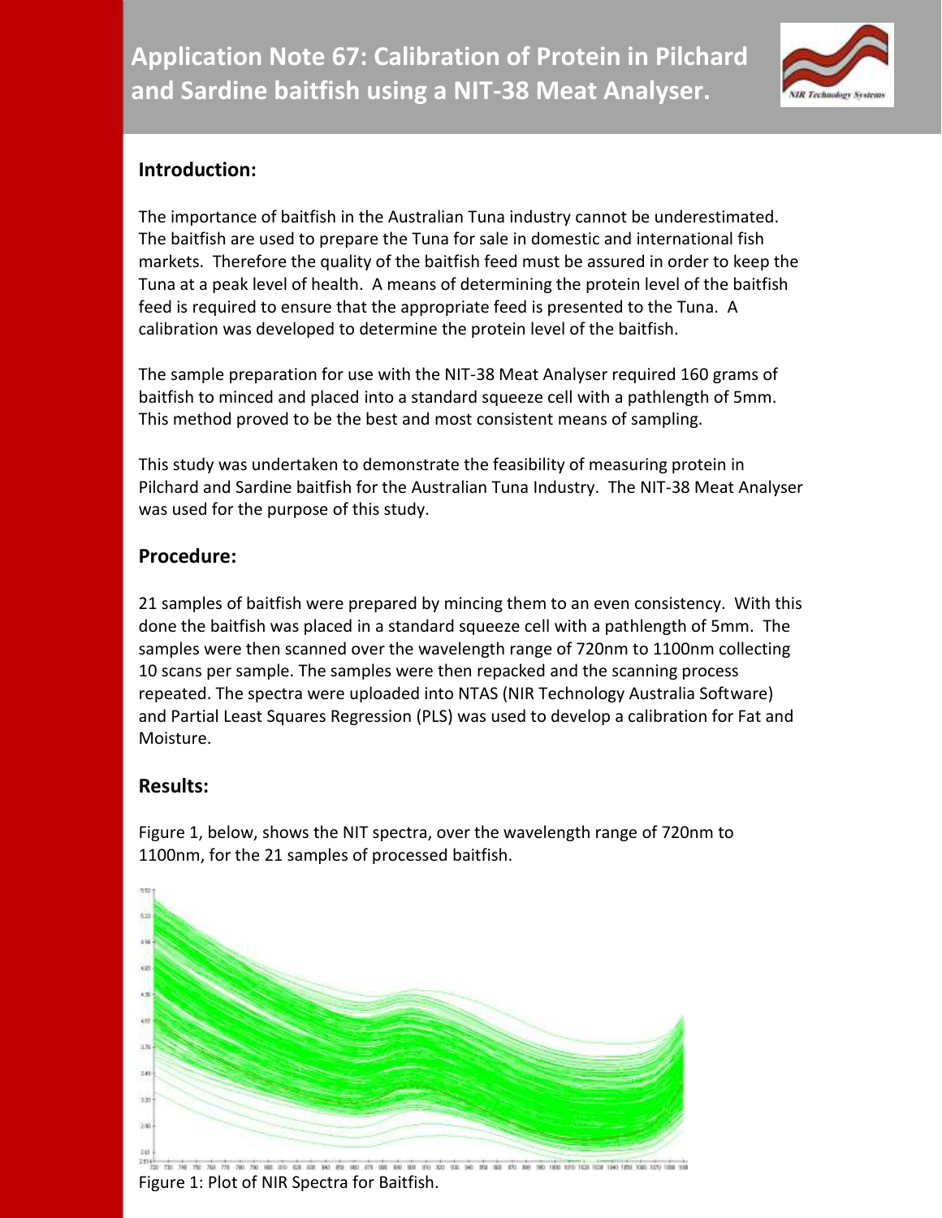# Application Note 67: Calibration of Protein in Pilchard and Sardine baitfish using a NIT-38 Meat Analyser.

## Introduction:

The importance of baitfish in the Australian Tuna industry cannot be underestimated. The baitfish are used to prepare the Tuna for sale in domestic and international fish markets. Therefore the quality of the baitfish feed must be assured in order to keep the Tuna at a peak level of health. A means of determining the protein level of the baitfish feed is required to ensure that the appropriate feed is presented to the Tuna. A calibration was developed to determine the protein level of the baitfish.

The sample preparation for use with the NIT-38 Meat Analyser required 160 grams of baitfish to minced and placed into a standard squeeze cell with a pathlength of 5mm. This method proved to be the best and most consistent means of sampling.

This study was undertaken to demonstrate the feasibility of measuring protein in Pilchard and Sardine baitfish for the Australian Tuna Industry. The NIT-38 Meat Analyser was used for the purpose of this study.

## Procedure:

21 samples of baitfish were prepared by mincing them to an even consistency. With this done the baitfish was placed in a standard squeeze cell with a pathlength of 5mm. The samples were then scanned over the wavelength range of 720nm to 1100nm collecting 10 scans per sample. The samples were then repacked and the scanning process repeated. The spectra were uploaded into NTAS (NIR Technology Australia Software) and Partial Least Squares Regression (PLS) was used to develop a calibration for Fat and Moisture.

## Results:

Figure 1, below, shows the NIT spectra, over the wavelength range of 720nm to 1100nm, for the 21 samples of processed baitfish.

Figure 1: Plot of NIR Spectra for Baitfish.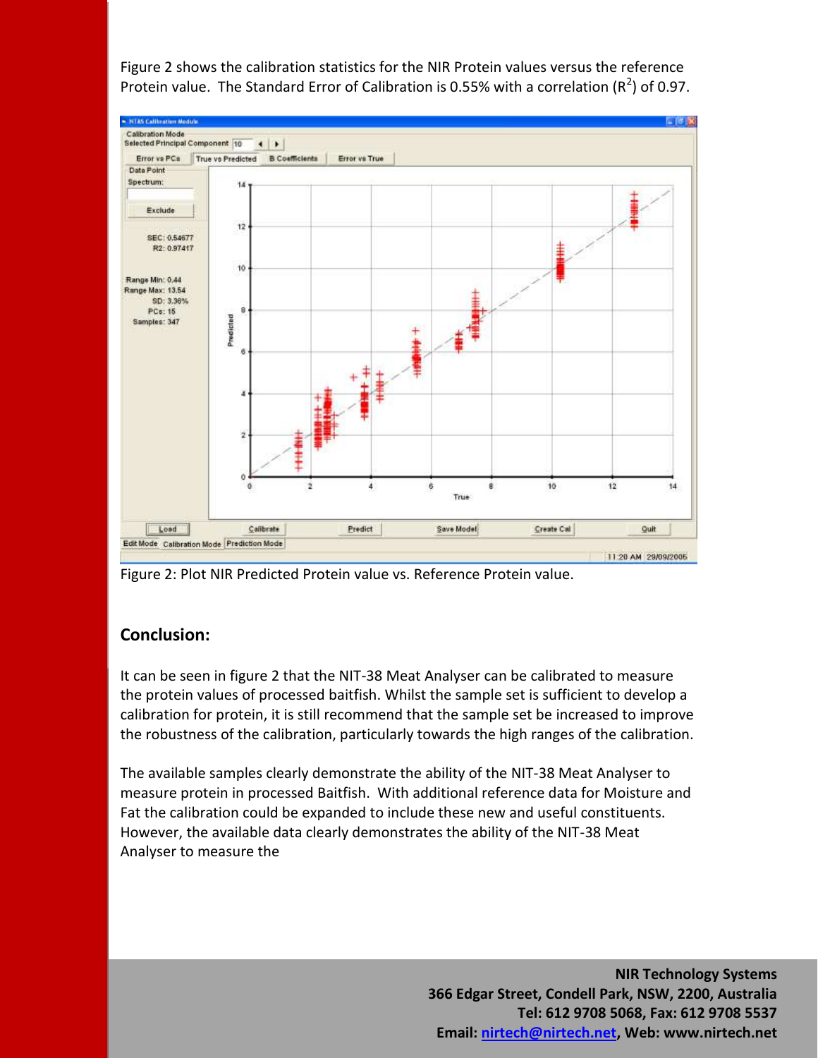Figure 2 shows the calibration statistics for the NIR Protein values versus the reference Protein value. The Standard Error of Calibration is 0.55% with a correlation ($R^2$) of 0.97.

NTAS Calibration Module

Calibration Mode

Selected Principal Component 10

Error vs PCs | True vs Predicted | B Coefficients | Error vs True

Data Point

Spectrum:

Exclude

SEC: 0.54677

R2: 0.97417

Range Min: 0.44

Range Max: 13.54

SD: 3.36%

PCs: 15

Samples: 347

Predicted

True

0 2 4 6 8 10 12 14

Load | Calibrate | Predict | Save Model | Create Cal | Quit

Edit Mode | Calibration Mode | Prediction Mode

11:20 AM 29/09/2005

Figure 2: Plot NIR Predicted Protein value vs. Reference Protein value.

## Conclusion:

It can be seen in figure 2 that the NIT-38 Meat Analyser can be calibrated to measure the protein values of processed baitfish. Whilst the sample set is sufficient to develop a calibration for protein, it is still recommend that the sample set be increased to improve the robustness of the calibration, particularly towards the high ranges of the calibration.

The available samples clearly demonstrate the ability of the NIT-38 Meat Analyser to measure protein in processed Baitfish. With additional reference data for Moisture and Fat the calibration could be expanded to include these new and useful constituents. However, the available data clearly demonstrates the ability of the NIT-38 Meat Analyser to measure the

**NIR Technology Systems**
**366 Edgar Street, Condell Park, NSW, 2200, Australia**
**Tel: 612 9708 5068, Fax: 612 9708 5537**
**Email: nirtech@nirtech.net, Web: www.nirtech.net**